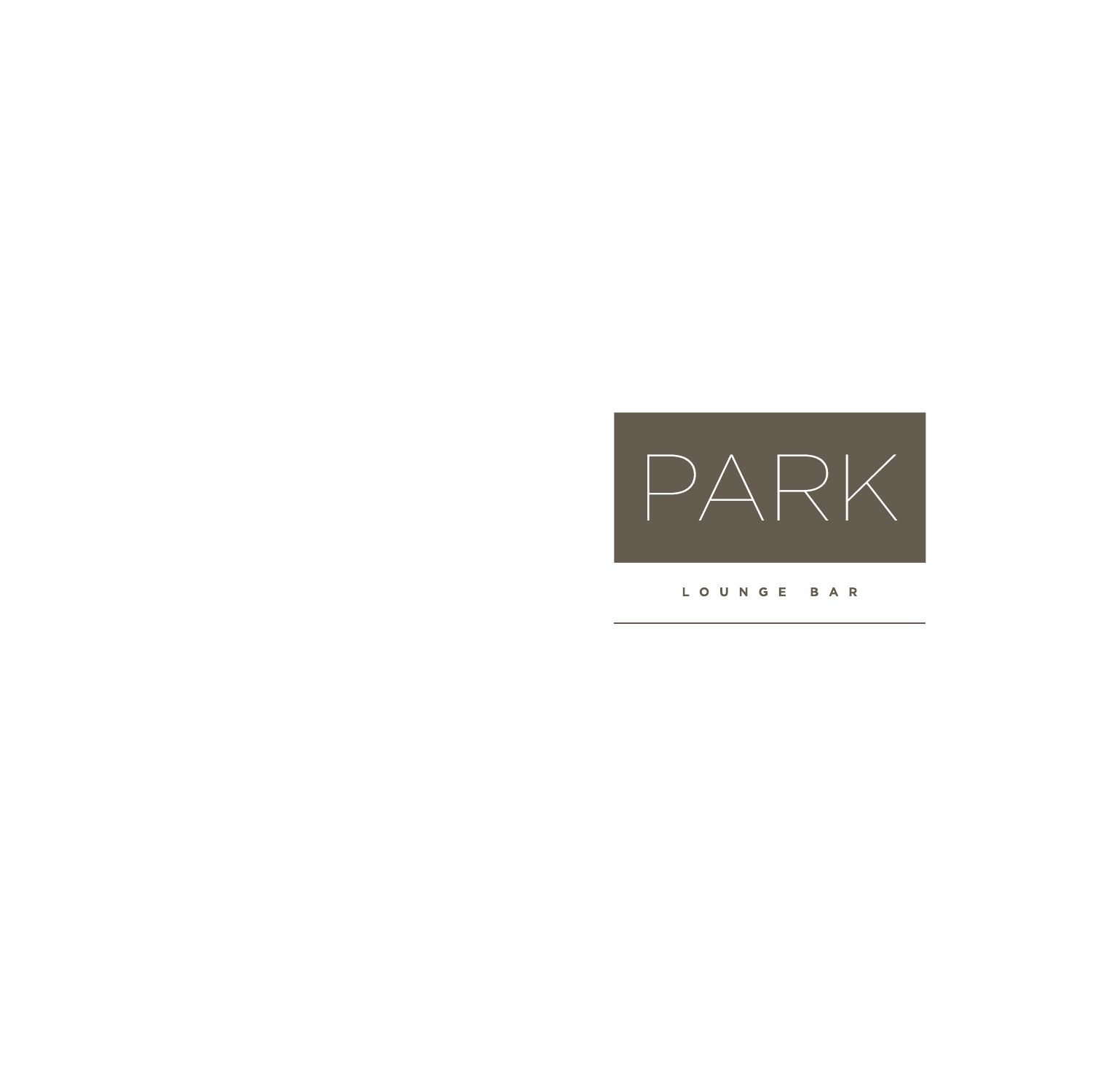# PARK

LOUNGE BAR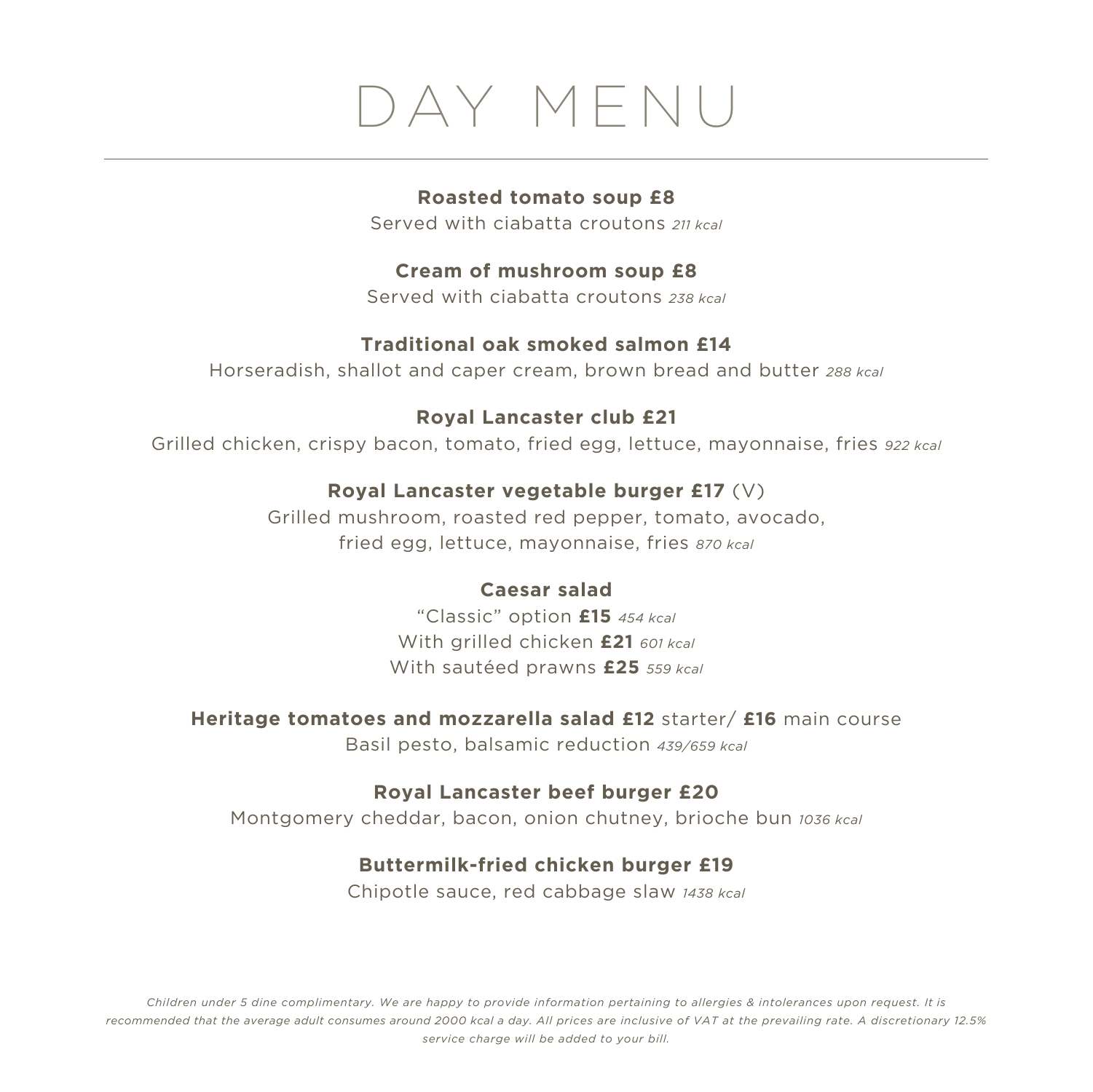# DAY MENU

**Roasted tomato soup £8**
Served with ciabatta croutons *211 kcal*

**Cream of mushroom soup £8**
Served with ciabatta croutons *238 kcal*

**Traditional oak smoked salmon £14**
Horseradish, shallot and caper cream, brown bread and butter *288 kcal*

**Royal Lancaster club £21**
Grilled chicken, crispy bacon, tomato, fried egg, lettuce, mayonnaise, fries *922 kcal*

**Royal Lancaster vegetable burger £17** (V)
Grilled mushroom, roasted red pepper, tomato, avocado, fried egg, lettuce, mayonnaise, fries *870 kcal*

**Caesar salad**
"Classic" option **£15** *454 kcal*
With grilled chicken **£21** *601 kcal*
With sautéed prawns **£25** *559 kcal*

**Heritage tomatoes and mozzarella salad £12** starter/ **£16** main course
Basil pesto, balsamic reduction *439/659 kcal*

**Royal Lancaster beef burger £20**
Montgomery cheddar, bacon, onion chutney, brioche bun *1036 kcal*

**Buttermilk-fried chicken burger £19**
Chipotle sauce, red cabbage slaw *1438 kcal*

*Children under 5 dine complimentary. We are happy to provide information pertaining to allergies & intolerances upon request. It is recommended that the average adult consumes around 2000 kcal a day. All prices are inclusive of VAT at the prevailing rate. A discretionary 12.5% service charge will be added to your bill.*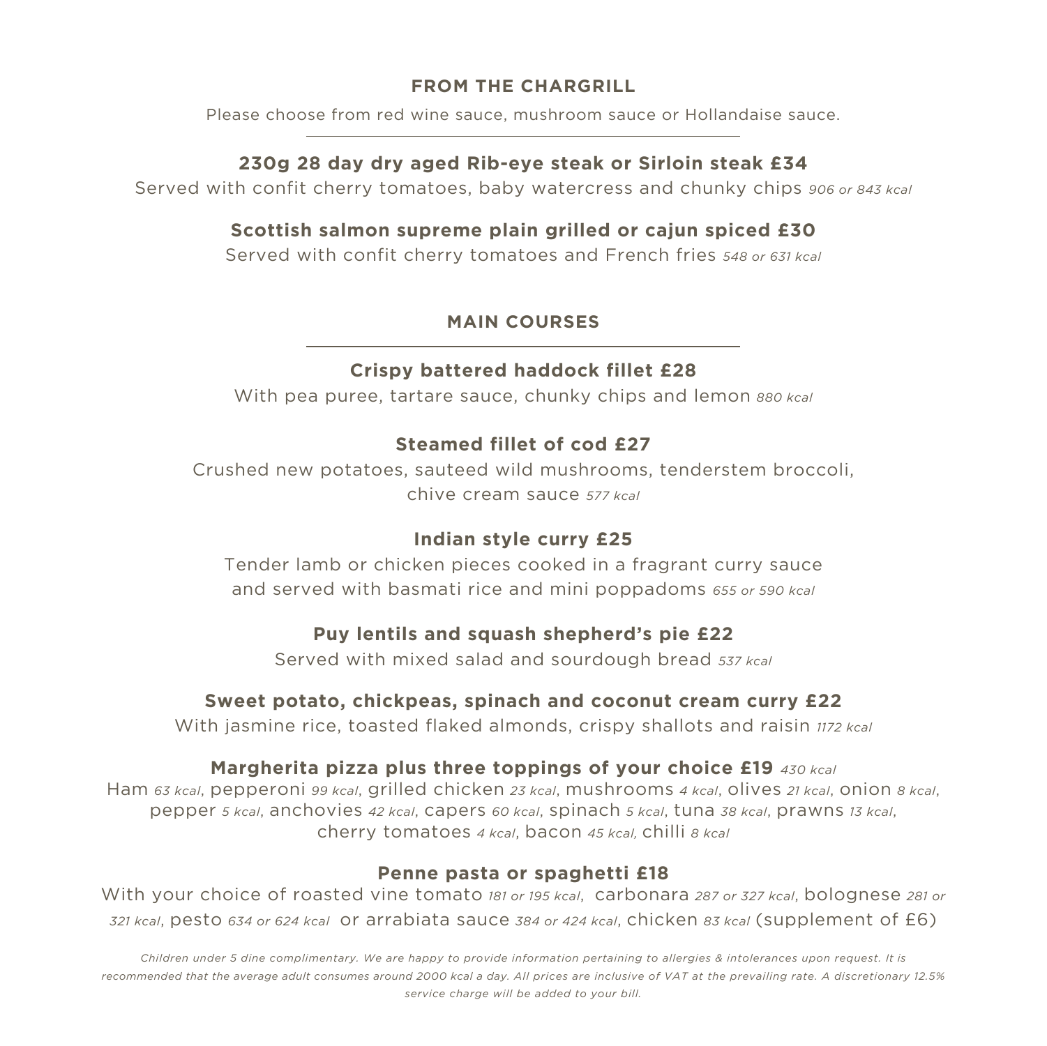## FROM THE CHARGRILL

Please choose from red wine sauce, mushroom sauce or Hollandaise sauce.

**230g 28 day dry aged Rib-eye steak or Sirloin steak £34**

Served with confit cherry tomatoes, baby watercress and chunky chips *906 or 843 kcal*

**Scottish salmon supreme plain grilled or cajun spiced £30**

Served with confit cherry tomatoes and French fries *548 or 631 kcal*

## MAIN COURSES

**Crispy battered haddock fillet £28**

With pea puree, tartare sauce, chunky chips and lemon *880 kcal*

**Steamed fillet of cod £27**

Crushed new potatoes, sauteed wild mushrooms, tenderstem broccoli, chive cream sauce *577 kcal*

**Indian style curry £25**

Tender lamb or chicken pieces cooked in a fragrant curry sauce and served with basmati rice and mini poppadoms *655 or 590 kcal*

**Puy lentils and squash shepherd's pie £22**

Served with mixed salad and sourdough bread *537 kcal*

**Sweet potato, chickpeas, spinach and coconut cream curry £22**

With jasmine rice, toasted flaked almonds, crispy shallots and raisin *1172 kcal*

**Margherita pizza plus three toppings of your choice £19** *430 kcal*

Ham *63 kcal*, pepperoni *99 kcal*, grilled chicken *23 kcal*, mushrooms *4 kcal*, olives *21 kcal*, onion *8 kcal*, pepper *5 kcal*, anchovies *42 kcal*, capers *60 kcal*, spinach *5 kcal*, tuna *38 kcal*, prawns *13 kcal*, cherry tomatoes *4 kcal*, bacon *45 kcal*, chilli *8 kcal*

**Penne pasta or spaghetti £18**

With your choice of roasted vine tomato *181 or 195 kcal*, carbonara *287 or 327 kcal*, bolognese *281 or 321 kcal*, pesto *634 or 624 kcal* or arrabiata sauce *384 or 424 kcal*, chicken *83 kcal* (supplement of £6)

*Children under 5 dine complimentary. We are happy to provide information pertaining to allergies & intolerances upon request. It is recommended that the average adult consumes around 2000 kcal a day. All prices are inclusive of VAT at the prevailing rate. A discretionary 12.5% service charge will be added to your bill.*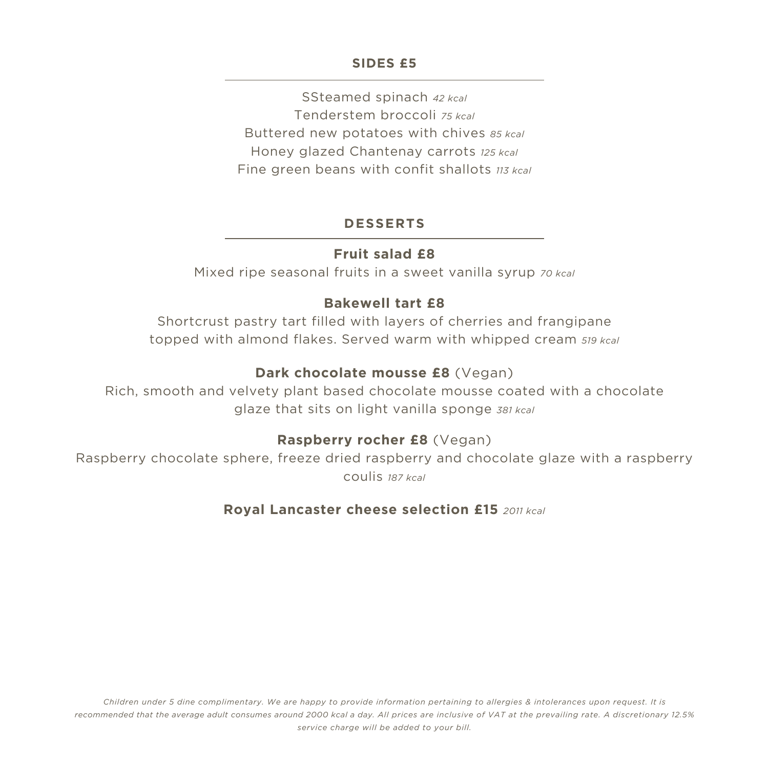## SIDES £5

SSteamed spinach *42 kcal*
Tenderstem broccoli *75 kcal*
Buttered new potatoes with chives *85 kcal*
Honey glazed Chantenay carrots *125 kcal*
Fine green beans with confit shallots *113 kcal*

## DESSERTS

**Fruit salad £8**
Mixed ripe seasonal fruits in a sweet vanilla syrup *70 kcal*

**Bakewell tart £8**
Shortcrust pastry tart filled with layers of cherries and frangipane topped with almond flakes. Served warm with whipped cream *519 kcal*

**Dark chocolate mousse £8** (Vegan)
Rich, smooth and velvety plant based chocolate mousse coated with a chocolate glaze that sits on light vanilla sponge *381 kcal*

**Raspberry rocher £8** (Vegan)
Raspberry chocolate sphere, freeze dried raspberry and chocolate glaze with a raspberry coulis *187 kcal*

**Royal Lancaster cheese selection £15** *2011 kcal*

*Children under 5 dine complimentary. We are happy to provide information pertaining to allergies & intolerances upon request. It is recommended that the average adult consumes around 2000 kcal a day. All prices are inclusive of VAT at the prevailing rate. A discretionary 12.5% service charge will be added to your bill.*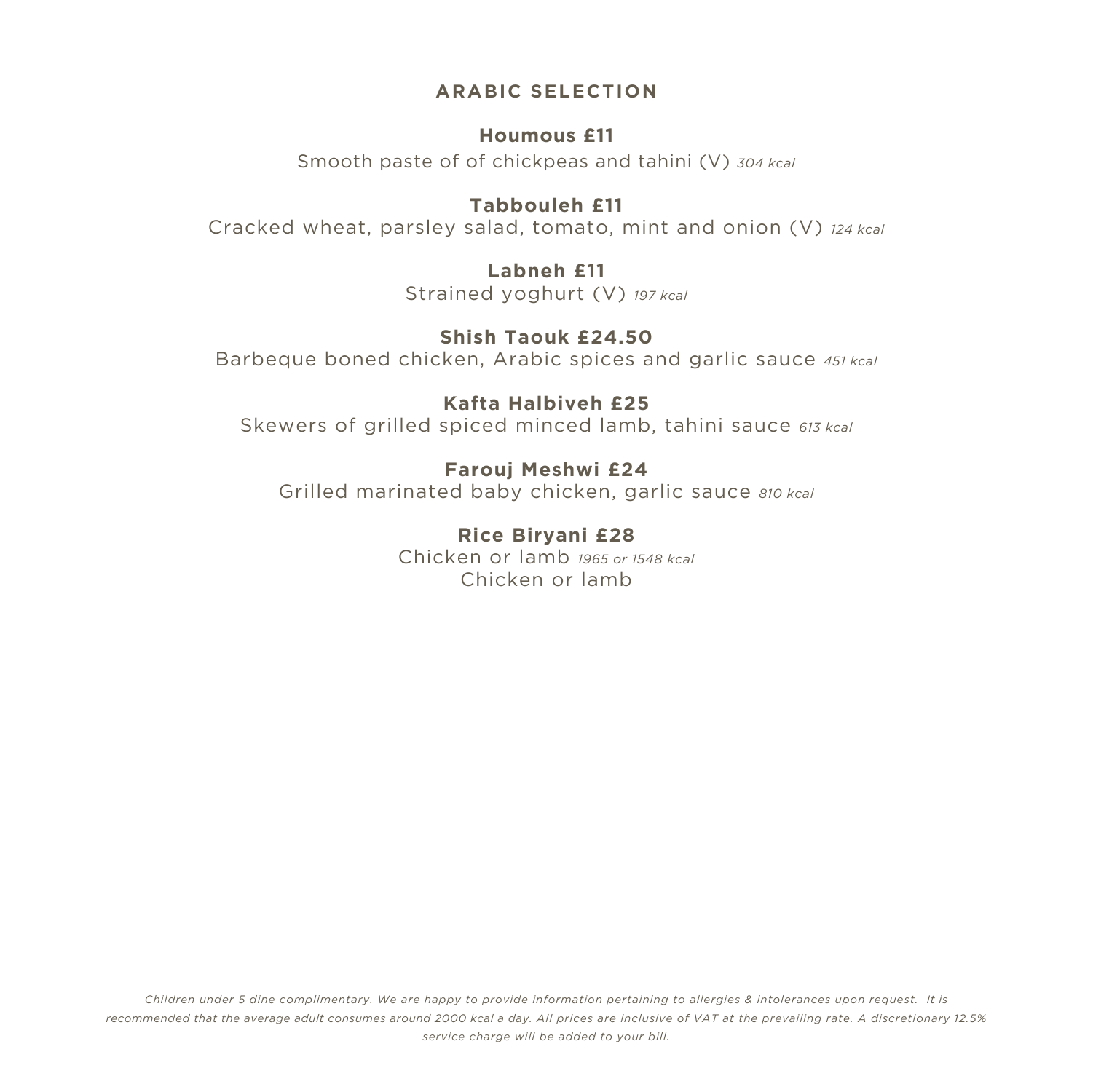## ARABIC SELECTION

**Houmous £11**

Smooth paste of of chickpeas and tahini (V) *304 kcal*

**Tabbouleh £11**

Cracked wheat, parsley salad, tomato, mint and onion (V) *124 kcal*

**Labneh £11**

Strained yoghurt (V) *197 kcal*

**Shish Taouk £24.50**

Barbeque boned chicken, Arabic spices and garlic sauce *451 kcal*

**Kafta Halbiveh £25**

Skewers of grilled spiced minced lamb, tahini sauce *613 kcal*

**Farouj Meshwi £24**

Grilled marinated baby chicken, garlic sauce *810 kcal*

**Rice Biryani £28**

Chicken or lamb *1965 or 1548 kcal*

Chicken or lamb

*Children under 5 dine complimentary. We are happy to provide information pertaining to allergies & intolerances upon request. It is recommended that the average adult consumes around 2000 kcal a day. All prices are inclusive of VAT at the prevailing rate. A discretionary 12.5% service charge will be added to your bill.*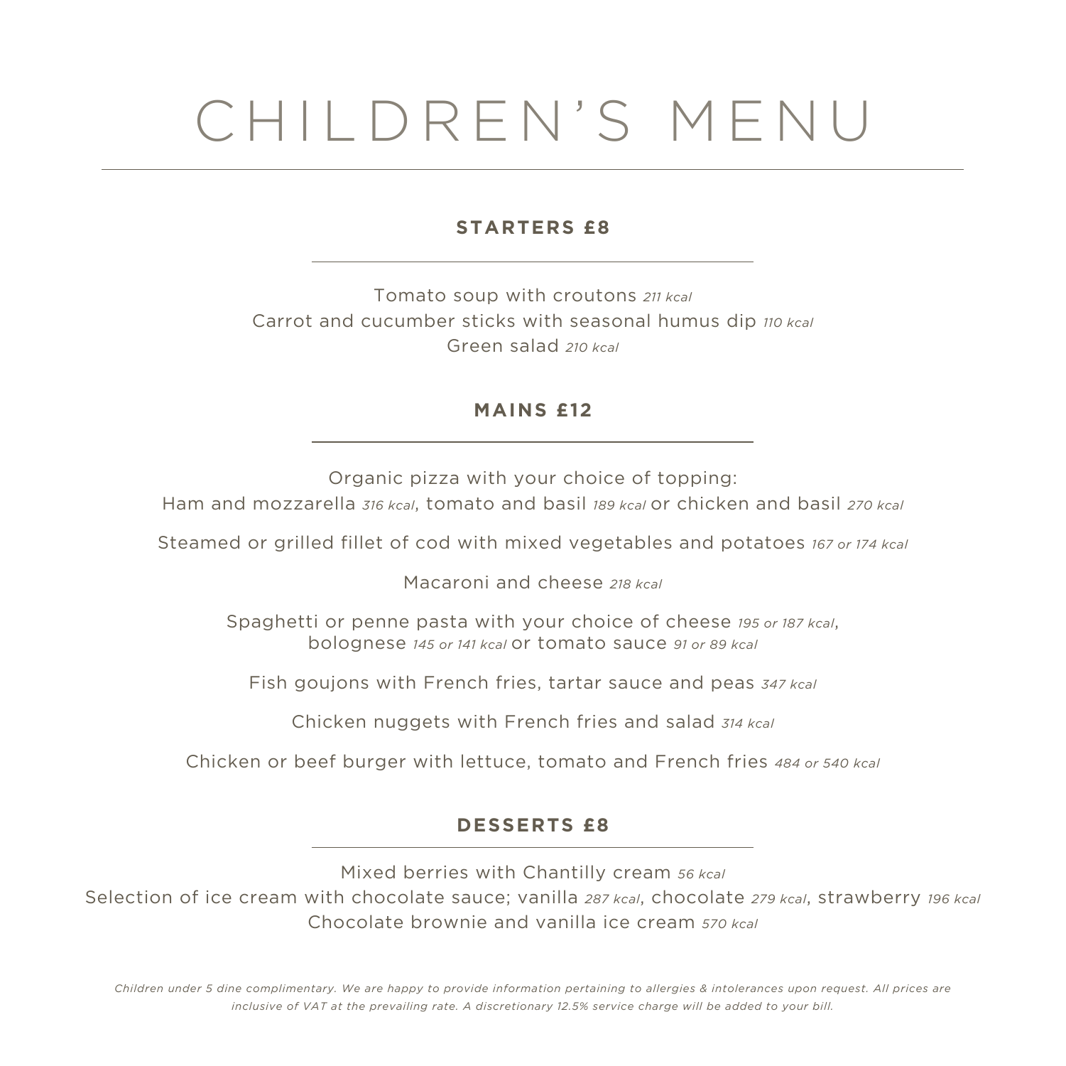# CHILDREN'S MENU

## STARTERS £8

Tomato soup with croutons *211 kcal*
Carrot and cucumber sticks with seasonal humus dip *110 kcal*
Green salad *210 kcal*

## MAINS £12

Organic pizza with your choice of topping:
Ham and mozzarella *316 kcal*, tomato and basil *189 kcal* or chicken and basil *270 kcal*

Steamed or grilled fillet of cod with mixed vegetables and potatoes *167 or 174 kcal*

Macaroni and cheese *218 kcal*

Spaghetti or penne pasta with your choice of cheese *195 or 187 kcal*,
bolognese *145 or 141 kcal* or tomato sauce *91 or 89 kcal*

Fish goujons with French fries, tartar sauce and peas *347 kcal*

Chicken nuggets with French fries and salad *314 kcal*

Chicken or beef burger with lettuce, tomato and French fries *484 or 540 kcal*

## DESSERTS £8

Mixed berries with Chantilly cream *56 kcal*
Selection of ice cream with chocolate sauce; vanilla *287 kcal*, chocolate *279 kcal*, strawberry *196 kcal*
Chocolate brownie and vanilla ice cream *570 kcal*

*Children under 5 dine complimentary. We are happy to provide information pertaining to allergies & intolerances upon request. All prices are inclusive of VAT at the prevailing rate. A discretionary 12.5% service charge will be added to your bill.*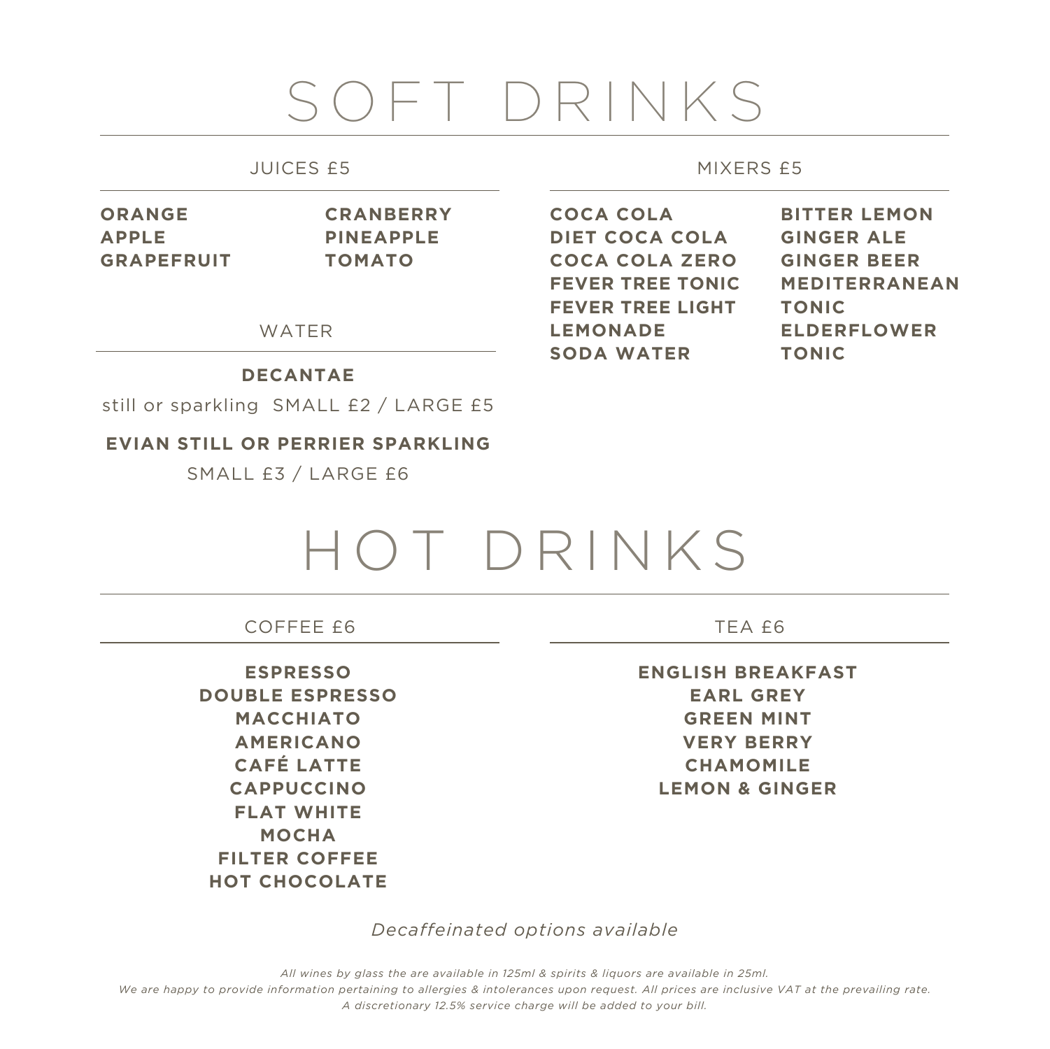# SOFT DRINKS

## JUICES £5

**ORANGE**
**APPLE**
**GRAPEFRUIT**
**CRANBERRY**
**PINEAPPLE**
**TOMATO**

## MIXERS £5

**COCA COLA**
**DIET COCA COLA**
**COCA COLA ZERO**
**FEVER TREE TONIC**
**FEVER TREE LIGHT**
**LEMONADE**
**SODA WATER**
**BITTER LEMON**
**GINGER ALE**
**GINGER BEER**
**MEDITERRANEAN TONIC**
**ELDERFLOWER TONIC**

## WATER

**DECANTAE**

still or sparkling SMALL £2 / LARGE £5

**EVIAN STILL OR PERRIER SPARKLING**

SMALL £3 / LARGE £6

# HOT DRINKS

## COFFEE £6

**ESPRESSO**
**DOUBLE ESPRESSO**
**MACCHIATO**
**AMERICANO**
**CAFÉ LATTE**
**CAPPUCCINO**
**FLAT WHITE**
**MOCHA**
**FILTER COFFEE**
**HOT CHOCOLATE**

## TEA £6

**ENGLISH BREAKFAST**
**EARL GREY**
**GREEN MINT**
**VERY BERRY**
**CHAMOMILE**
**LEMON & GINGER**

*Decaffeinated options available*

*All wines by glass the are available in 125ml & spirits & liquors are available in 25ml.*
*We are happy to provide information pertaining to allergies & intolerances upon request. All prices are inclusive VAT at the prevailing rate.*
*A discretionary 12.5% service charge will be added to your bill.*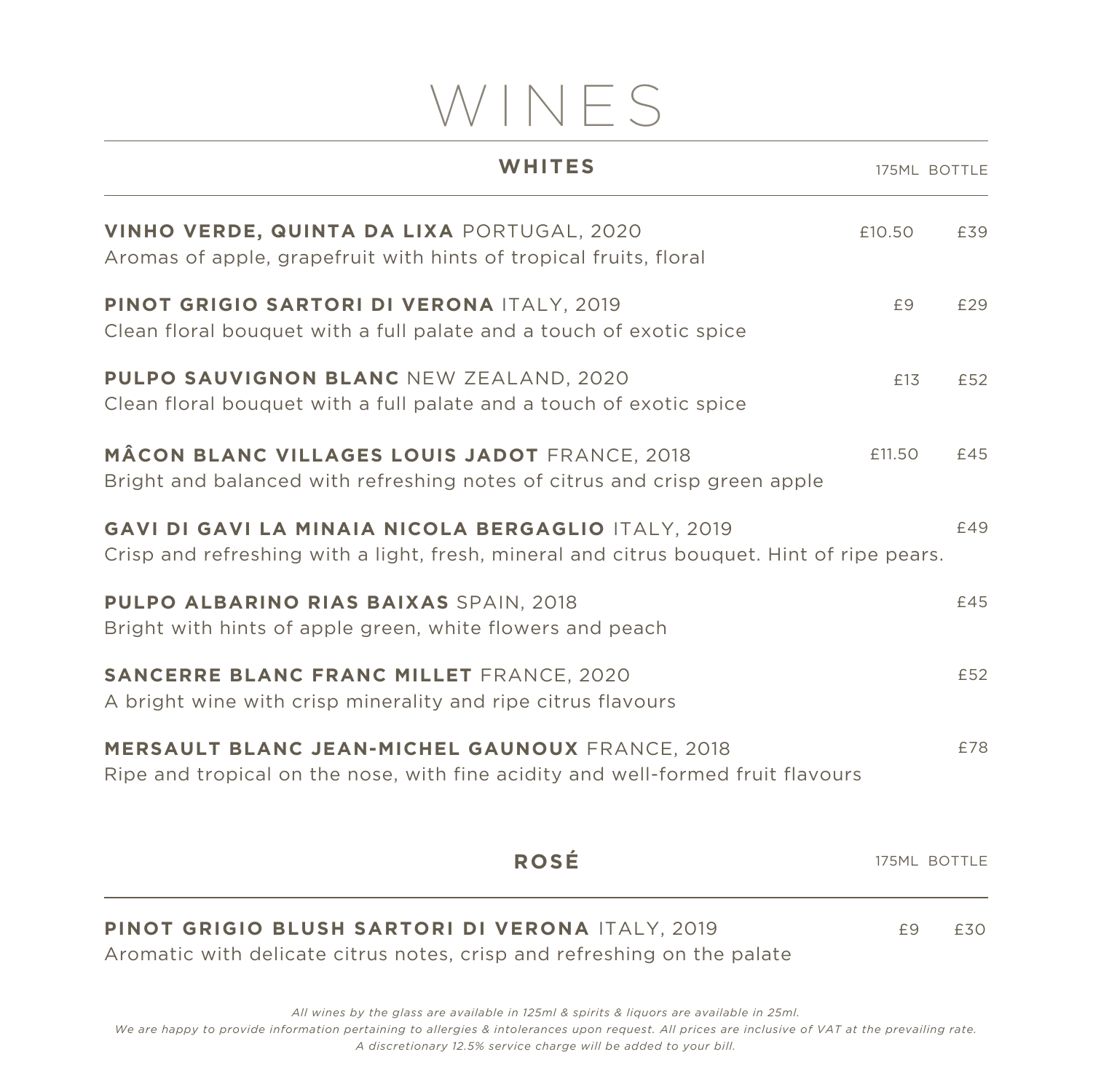# WINES

## WHITES

| | 175ML | BOTTLE |
|---|---|---|
| **VINHO VERDE, QUINTA DA LIXA** PORTUGAL, 2020<br>Aromas of apple, grapefruit with hints of tropical fruits, floral | £10.50 | £39 |
| **PINOT GRIGIO SARTORI DI VERONA** ITALY, 2019<br>Clean floral bouquet with a full palate and a touch of exotic spice | £9 | £29 |
| **PULPO SAUVIGNON BLANC** NEW ZEALAND, 2020<br>Clean floral bouquet with a full palate and a touch of exotic spice | £13 | £52 |
| **MÂCON BLANC VILLAGES LOUIS JADOT** FRANCE, 2018<br>Bright and balanced with refreshing notes of citrus and crisp green apple | £11.50 | £45 |
| **GAVI DI GAVI LA MINAIA NICOLA BERGAGLIO** ITALY, 2019<br>Crisp and refreshing with a light, fresh, mineral and citrus bouquet. Hint of ripe pears. | | £49 |
| **PULPO ALBARINO RIAS BAIXAS** SPAIN, 2018<br>Bright with hints of apple green, white flowers and peach | | £45 |
| **SANCERRE BLANC FRANC MILLET** FRANCE, 2020<br>A bright wine with crisp minerality and ripe citrus flavours | | £52 |
| **MERSAULT BLANC JEAN-MICHEL GAUNOUX** FRANCE, 2018<br>Ripe and tropical on the nose, with fine acidity and well-formed fruit flavours | | £78 |

## ROSÉ

| | 175ML | BOTTLE |
|---|---|---|
| **PINOT GRIGIO BLUSH SARTORI DI VERONA** ITALY, 2019<br>Aromatic with delicate citrus notes, crisp and refreshing on the palate | £9 | £30 |

*All wines by the glass are available in 125ml & spirits & liquors are available in 25ml.*
*We are happy to provide information pertaining to allergies & intolerances upon request. All prices are inclusive of VAT at the prevailing rate.*
*A discretionary 12.5% service charge will be added to your bill.*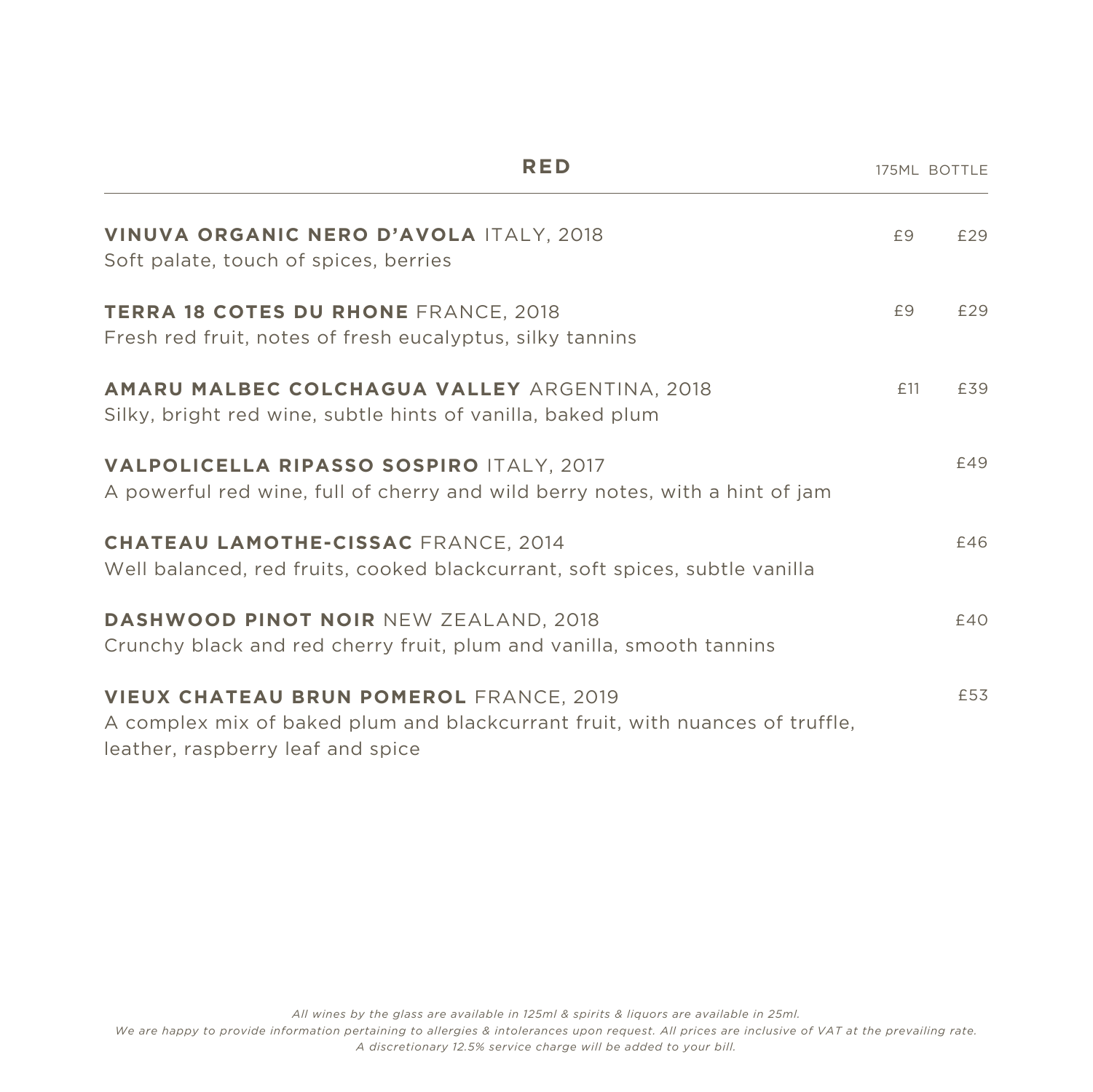## RED

| | 175ML | BOTTLE |
|---|---|---|
| **VINUVA ORGANIC NERO D'AVOLA** ITALY, 2018<br>Soft palate, touch of spices, berries | £9 | £29 |
| **TERRA 18 COTES DU RHONE** FRANCE, 2018<br>Fresh red fruit, notes of fresh eucalyptus, silky tannins | £9 | £29 |
| **AMARU MALBEC COLCHAGUA VALLEY** ARGENTINA, 2018<br>Silky, bright red wine, subtle hints of vanilla, baked plum | £11 | £39 |
| **VALPOLICELLA RIPASSO SOSPIRO** ITALY, 2017<br>A powerful red wine, full of cherry and wild berry notes, with a hint of jam | | £49 |
| **CHATEAU LAMOTHE-CISSAC** FRANCE, 2014<br>Well balanced, red fruits, cooked blackcurrant, soft spices, subtle vanilla | | £46 |
| **DASHWOOD PINOT NOIR** NEW ZEALAND, 2018<br>Crunchy black and red cherry fruit, plum and vanilla, smooth tannins | | £40 |
| **VIEUX CHATEAU BRUN POMEROL** FRANCE, 2019<br>A complex mix of baked plum and blackcurrant fruit, with nuances of truffle, leather, raspberry leaf and spice | | £53 |

*All wines by the glass are available in 125ml & spirits & liquors are available in 25ml.*
*We are happy to provide information pertaining to allergies & intolerances upon request. All prices are inclusive of VAT at the prevailing rate.*
*A discretionary 12.5% service charge will be added to your bill.*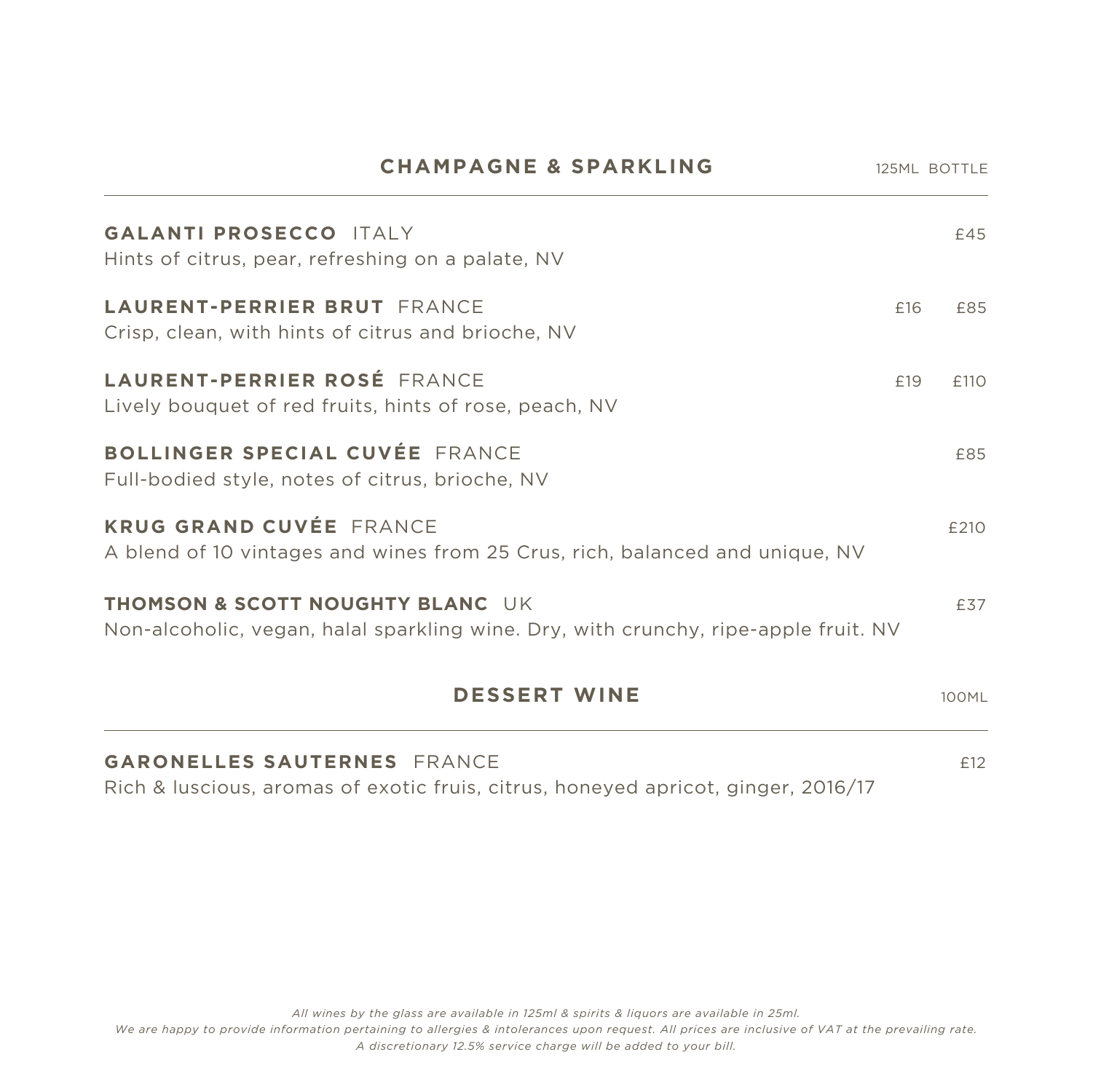## CHAMPAGNE & SPARKLING

| | 125ML | BOTTLE |
|---|---|---|
| **GALANTI PROSECCO** ITALY<br>Hints of citrus, pear, refreshing on a palate, NV | | £45 |
| **LAURENT-PERRIER BRUT** FRANCE<br>Crisp, clean, with hints of citrus and brioche, NV | £16 | £85 |
| **LAURENT-PERRIER ROSÉ** FRANCE<br>Lively bouquet of red fruits, hints of rose, peach, NV | £19 | £110 |
| **BOLLINGER SPECIAL CUVÉE** FRANCE<br>Full-bodied style, notes of citrus, brioche, NV | | £85 |
| **KRUG GRAND CUVÉE** FRANCE<br>A blend of 10 vintages and wines from 25 Crus, rich, balanced and unique, NV | | £210 |
| **THOMSON & SCOTT NOUGHTY BLANC** UK<br>Non-alcoholic, vegan, halal sparkling wine. Dry, with crunchy, ripe-apple fruit. NV | | £37 |

## DESSERT WINE

| | 100ML |
|---|---|
| **GARONELLES SAUTERNES** FRANCE<br>Rich & luscious, aromas of exotic fruis, citrus, honeyed apricot, ginger, 2016/17 | £12 |

*All wines by the glass are available in 125ml & spirits & liquors are available in 25ml.*
*We are happy to provide information pertaining to allergies & intolerances upon request. All prices are inclusive of VAT at the prevailing rate.*
*A discretionary 12.5% service charge will be added to your bill.*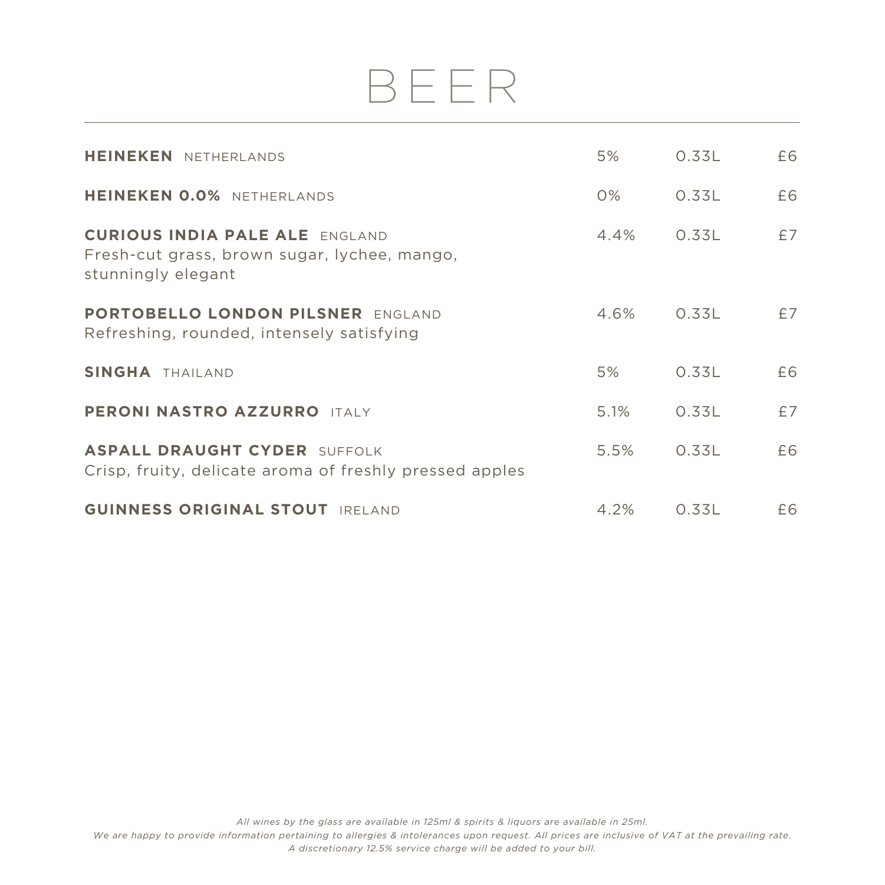# BEER

| | | | |
|---|---|---|---|
| **HEINEKEN** NETHERLANDS | 5% | 0.33L | £6 |
| **HEINEKEN 0.0%** NETHERLANDS | 0% | 0.33L | £6 |
| **CURIOUS INDIA PALE ALE** ENGLAND<br>Fresh-cut grass, brown sugar, lychee, mango, stunningly elegant | 4.4% | 0.33L | £7 |
| **PORTOBELLO LONDON PILSNER** ENGLAND<br>Refreshing, rounded, intensely satisfying | 4.6% | 0.33L | £7 |
| **SINGHA** THAILAND | 5% | 0.33L | £6 |
| **PERONI NASTRO AZZURRO** ITALY | 5.1% | 0.33L | £7 |
| **ASPALL DRAUGHT CYDER** SUFFOLK<br>Crisp, fruity, delicate aroma of freshly pressed apples | 5.5% | 0.33L | £6 |
| **GUINNESS ORIGINAL STOUT** IRELAND | 4.2% | 0.33L | £6 |

*All wines by the glass are available in 125ml & spirits & liquors are available in 25ml.*
*We are happy to provide information pertaining to allergies & intolerances upon request. All prices are inclusive of VAT at the prevailing rate.*
*A discretionary 12.5% service charge will be added to your bill.*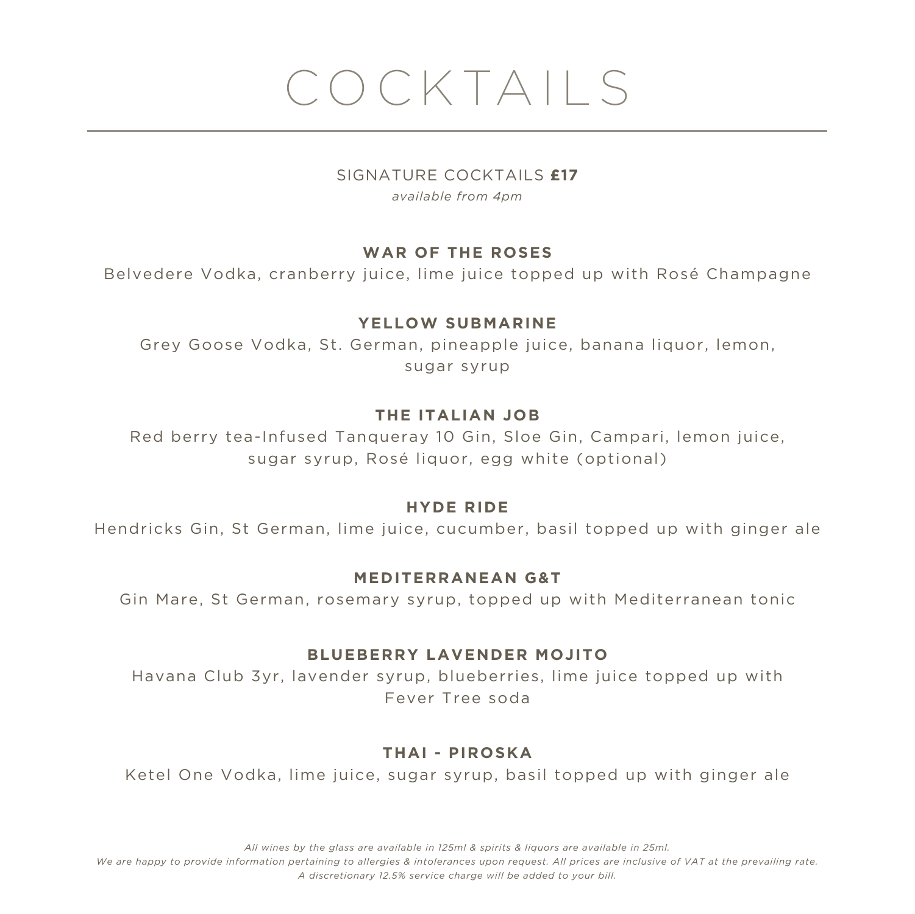# COCKTAILS

SIGNATURE COCKTAILS **£17**

*available from 4pm*

**WAR OF THE ROSES**

Belvedere Vodka, cranberry juice, lime juice topped up with Rosé Champagne

**YELLOW SUBMARINE**

Grey Goose Vodka, St. German, pineapple juice, banana liquor, lemon, sugar syrup

**THE ITALIAN JOB**

Red berry tea-Infused Tanqueray 10 Gin, Sloe Gin, Campari, lemon juice, sugar syrup, Rosé liquor, egg white (optional)

**HYDE RIDE**

Hendricks Gin, St German, lime juice, cucumber, basil topped up with ginger ale

**MEDITERRANEAN G&T**

Gin Mare, St German, rosemary syrup, topped up with Mediterranean tonic

**BLUEBERRY LAVENDER MOJITO**

Havana Club 3yr, lavender syrup, blueberries, lime juice topped up with Fever Tree soda

**THAI - PIROSKA**

Ketel One Vodka, lime juice, sugar syrup, basil topped up with ginger ale

*All wines by the glass are available in 125ml & spirits & liquors are available in 25ml.*
*We are happy to provide information pertaining to allergies & intolerances upon request. All prices are inclusive of VAT at the prevailing rate.*
*A discretionary 12.5% service charge will be added to your bill.*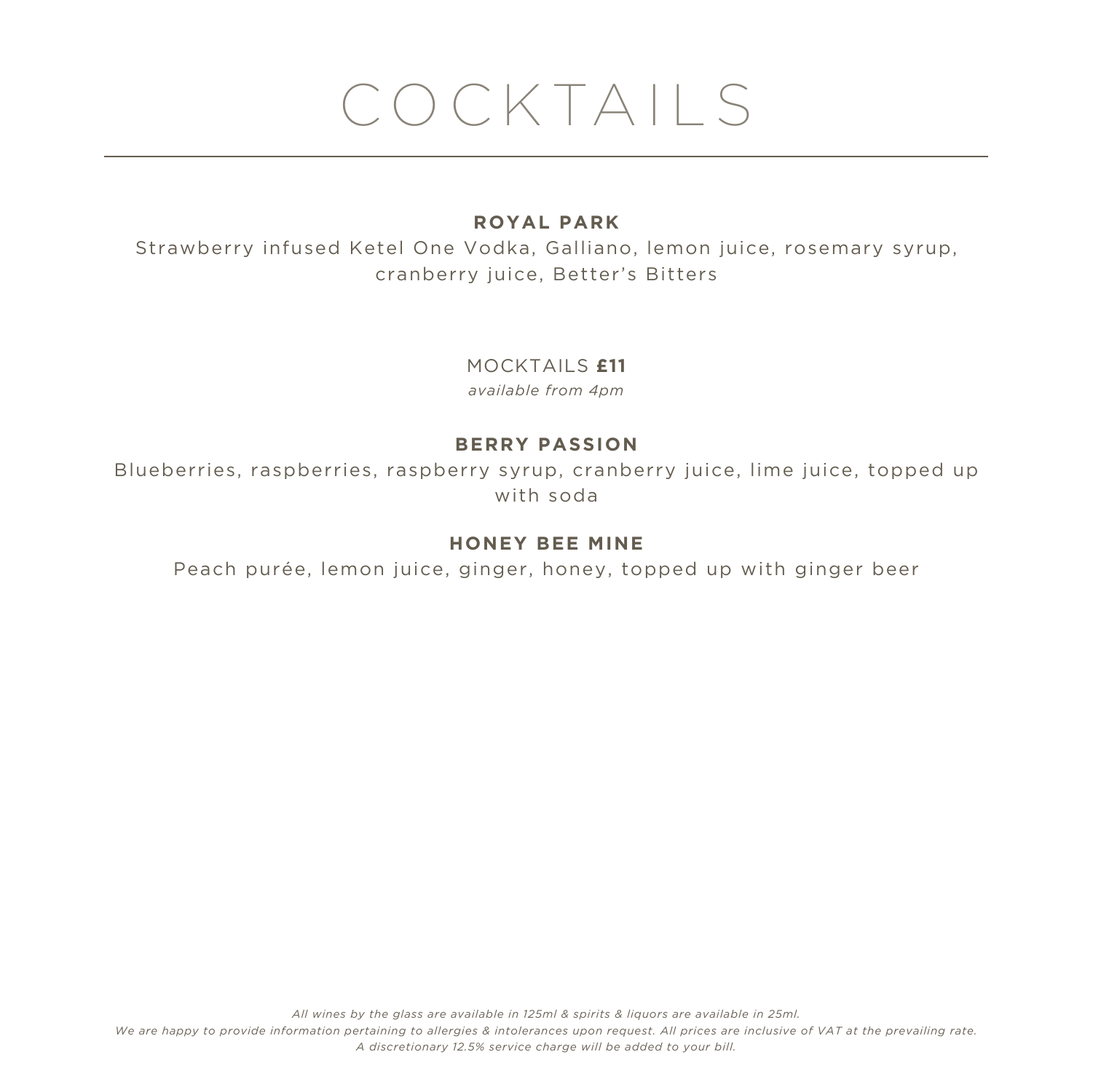# COCKTAILS

**ROYAL PARK**

Strawberry infused Ketel One Vodka, Galliano, lemon juice, rosemary syrup, cranberry juice, Better's Bitters

## MOCKTAILS **£11**

*available from 4pm*

**BERRY PASSION**

Blueberries, raspberries, raspberry syrup, cranberry juice, lime juice, topped up with soda

**HONEY BEE MINE**

Peach purée, lemon juice, ginger, honey, topped up with ginger beer

*All wines by the glass are available in 125ml & spirits & liquors are available in 25ml.*
*We are happy to provide information pertaining to allergies & intolerances upon request. All prices are inclusive of VAT at the prevailing rate.*
*A discretionary 12.5% service charge will be added to your bill.*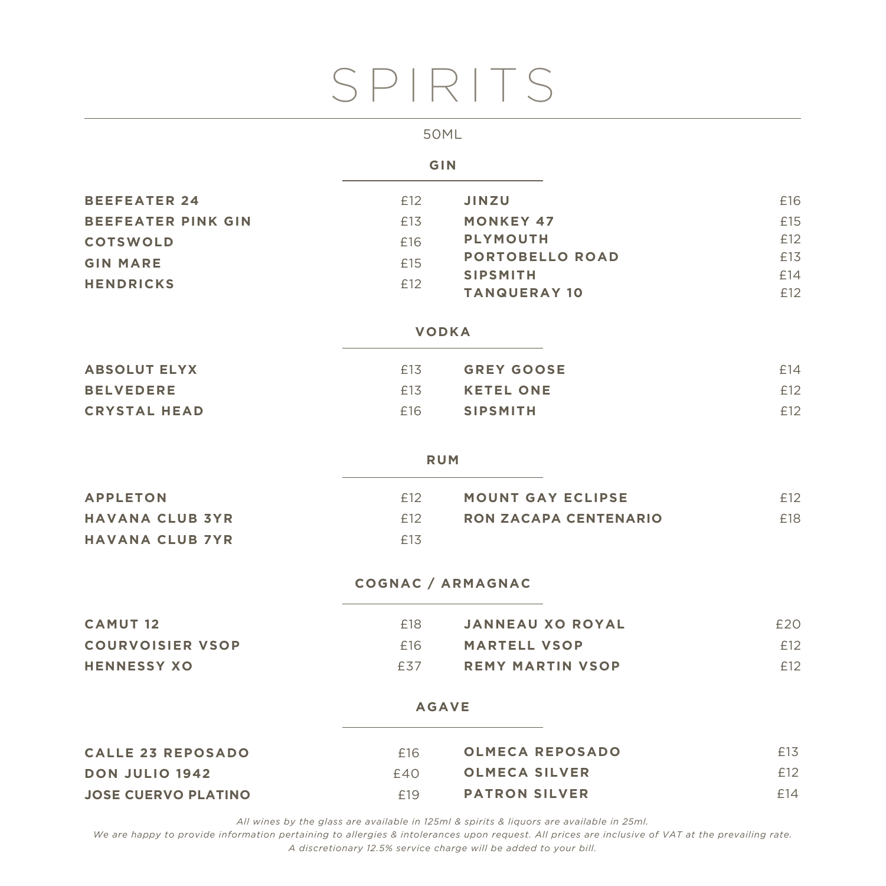# SPIRITS

50ML

## GIN

| | | | |
|---|---|---|---|
| **BEEFEATER 24** | £12 | **JINZU** | £16 |
| **BEEFEATER PINK GIN** | £13 | **MONKEY 47** | £15 |
| **COTSWOLD** | £16 | **PLYMOUTH** | £12 |
| **GIN MARE** | £15 | **PORTOBELLO ROAD** | £13 |
| **HENDRICKS** | £12 | **SIPSMITH** | £14 |
| | | **TANQUERAY 10** | £12 |

## VODKA

| | | | |
|---|---|---|---|
| **ABSOLUT ELYX** | £13 | **GREY GOOSE** | £14 |
| **BELVEDERE** | £13 | **KETEL ONE** | £12 |
| **CRYSTAL HEAD** | £16 | **SIPSMITH** | £12 |

## RUM

| | | | |
|---|---|---|---|
| **APPLETON** | £12 | **MOUNT GAY ECLIPSE** | £12 |
| **HAVANA CLUB 3YR** | £12 | **RON ZACAPA CENTENARIO** | £18 |
| **HAVANA CLUB 7YR** | £13 | | |

## COGNAC / ARMAGNAC

| | | | |
|---|---|---|---|
| **CAMUT 12** | £18 | **JANNEAU XO ROYAL** | £20 |
| **COURVOISIER VSOP** | £16 | **MARTELL VSOP** | £12 |
| **HENNESSY XO** | £37 | **REMY MARTIN VSOP** | £12 |

## AGAVE

| | | | |
|---|---|---|---|
| **CALLE 23 REPOSADO** | £16 | **OLMECA REPOSADO** | £13 |
| **DON JULIO 1942** | £40 | **OLMECA SILVER** | £12 |
| **JOSE CUERVO PLATINO** | £19 | **PATRON SILVER** | £14 |

*All wines by the glass are available in 125ml & spirits & liquors are available in 25ml.*
*We are happy to provide information pertaining to allergies & intolerances upon request. All prices are inclusive of VAT at the prevailing rate.*
*A discretionary 12.5% service charge will be added to your bill.*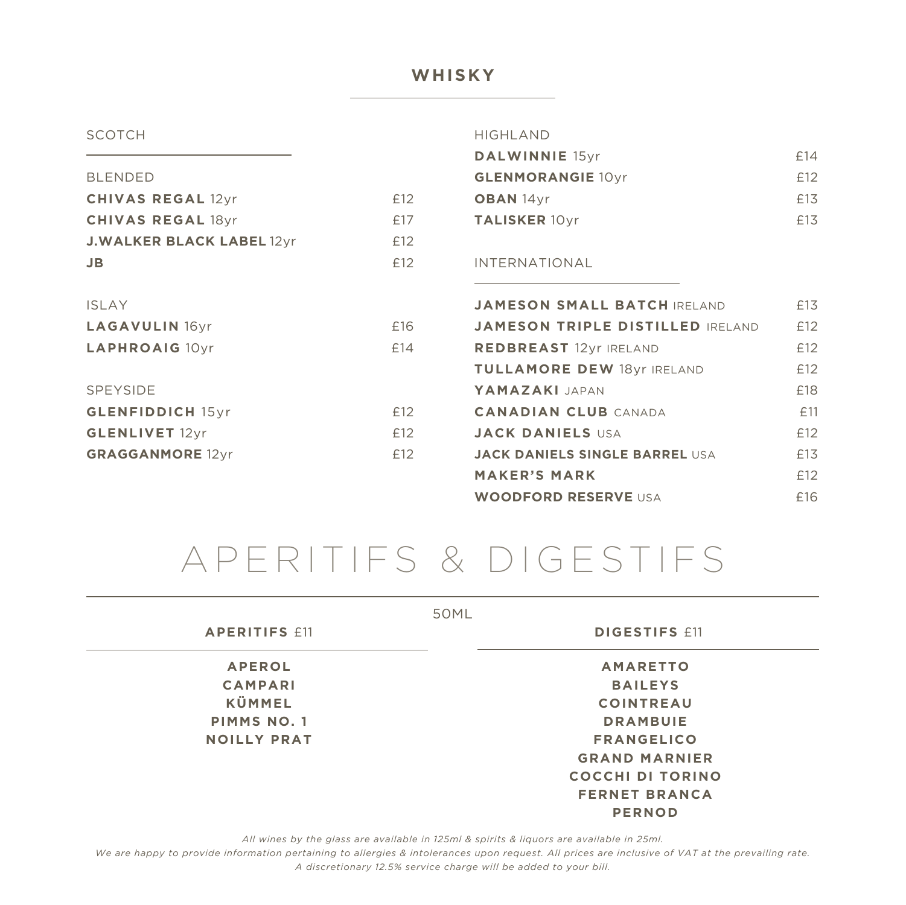## WHISKY

### SCOTCH

#### BLENDED

| | |
|---|---|
| **CHIVAS REGAL** 12yr | £12 |
| **CHIVAS REGAL** 18yr | £17 |
| **J.WALKER BLACK LABEL** 12yr | £12 |
| **JB** | £12 |

#### ISLAY

| | |
|---|---|
| **LAGAVULIN** 16yr | £16 |
| **LAPHROAIG** 10yr | £14 |

#### SPEYSIDE

| | |
|---|---|
| **GLENFIDDICH** 15yr | £12 |
| **GLENLIVET** 12yr | £12 |
| **GRAGGANMORE** 12yr | £12 |

#### HIGHLAND

| | |
|---|---|
| **DALWINNIE** 15yr | £14 |
| **GLENMORANGIE** 10yr | £12 |
| **OBAN** 14yr | £13 |
| **TALISKER** 10yr | £13 |

### INTERNATIONAL

| | |
|---|---|
| **JAMESON SMALL BATCH** IRELAND | £13 |
| **JAMESON TRIPLE DISTILLED** IRELAND | £12 |
| **REDBREAST** 12yr IRELAND | £12 |
| **TULLAMORE DEW** 18yr IRELAND | £12 |
| **YAMAZAKI** JAPAN | £18 |
| **CANADIAN CLUB** CANADA | £11 |
| **JACK DANIELS** USA | £12 |
| **JACK DANIELS SINGLE BARREL** USA | £13 |
| **MAKER'S MARK** | £12 |
| **WOODFORD RESERVE** USA | £16 |

# APERITIFS & DIGESTIFS

50ML

### APERITIFS £11

**APEROL**
**CAMPARI**
**KÜMMEL**
**PIMMS NO. 1**
**NOILLY PRAT**

### DIGESTIFS £11

**AMARETTO**
**BAILEYS**
**COINTREAU**
**DRAMBUIE**
**FRANGELICO**
**GRAND MARNIER**
**COCCHI DI TORINO**
**FERNET BRANCA**
**PERNOD**

*All wines by the glass are available in 125ml & spirits & liquors are available in 25ml.*
*We are happy to provide information pertaining to allergies & intolerances upon request. All prices are inclusive of VAT at the prevailing rate.*
*A discretionary 12.5% service charge will be added to your bill.*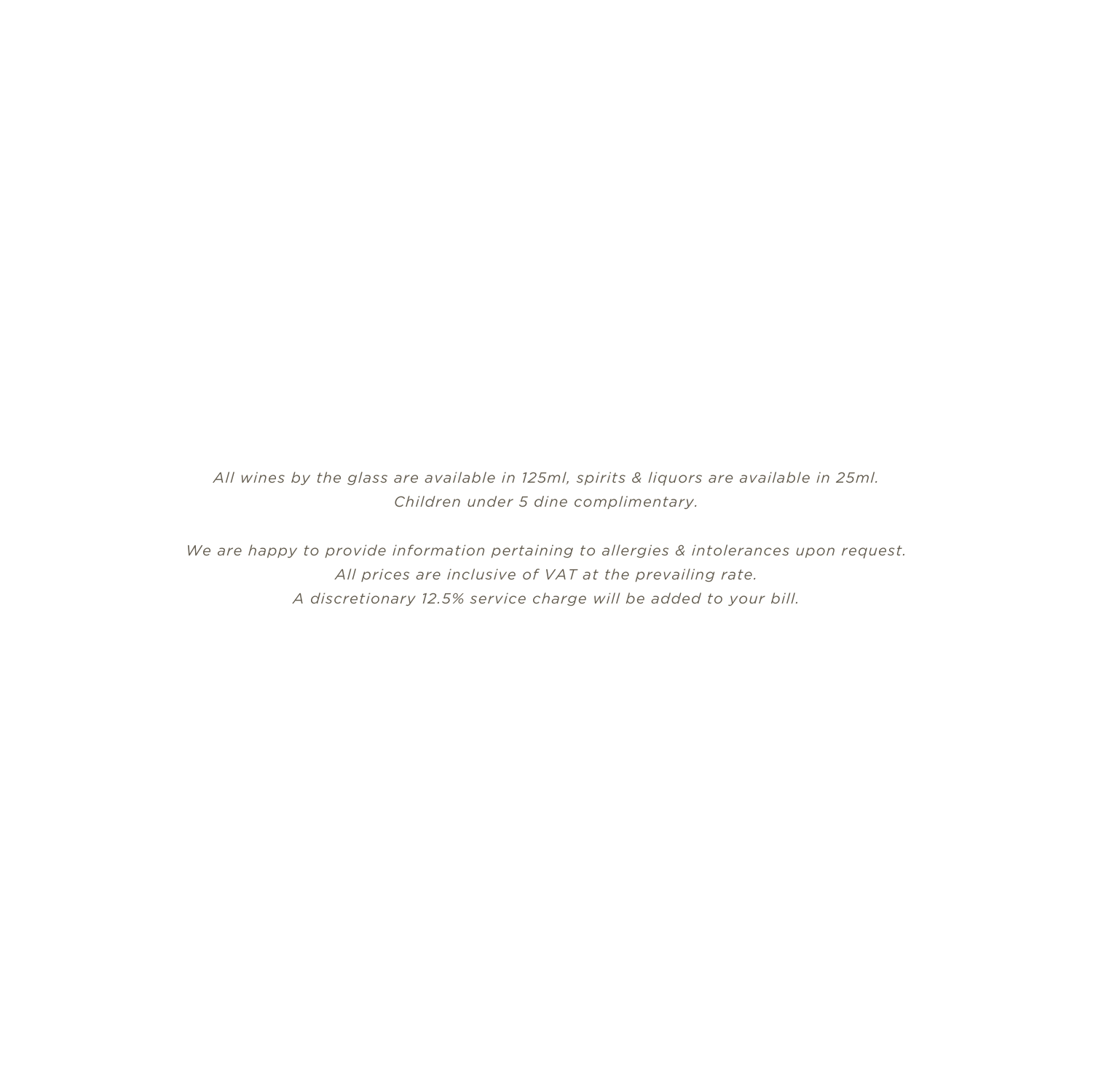*All wines by the glass are available in 125ml, spirits & liquors are available in 25ml.*
*Children under 5 dine complimentary.*

*We are happy to provide information pertaining to allergies & intolerances upon request.*
*All prices are inclusive of VAT at the prevailing rate.*
*A discretionary 12.5% service charge will be added to your bill.*